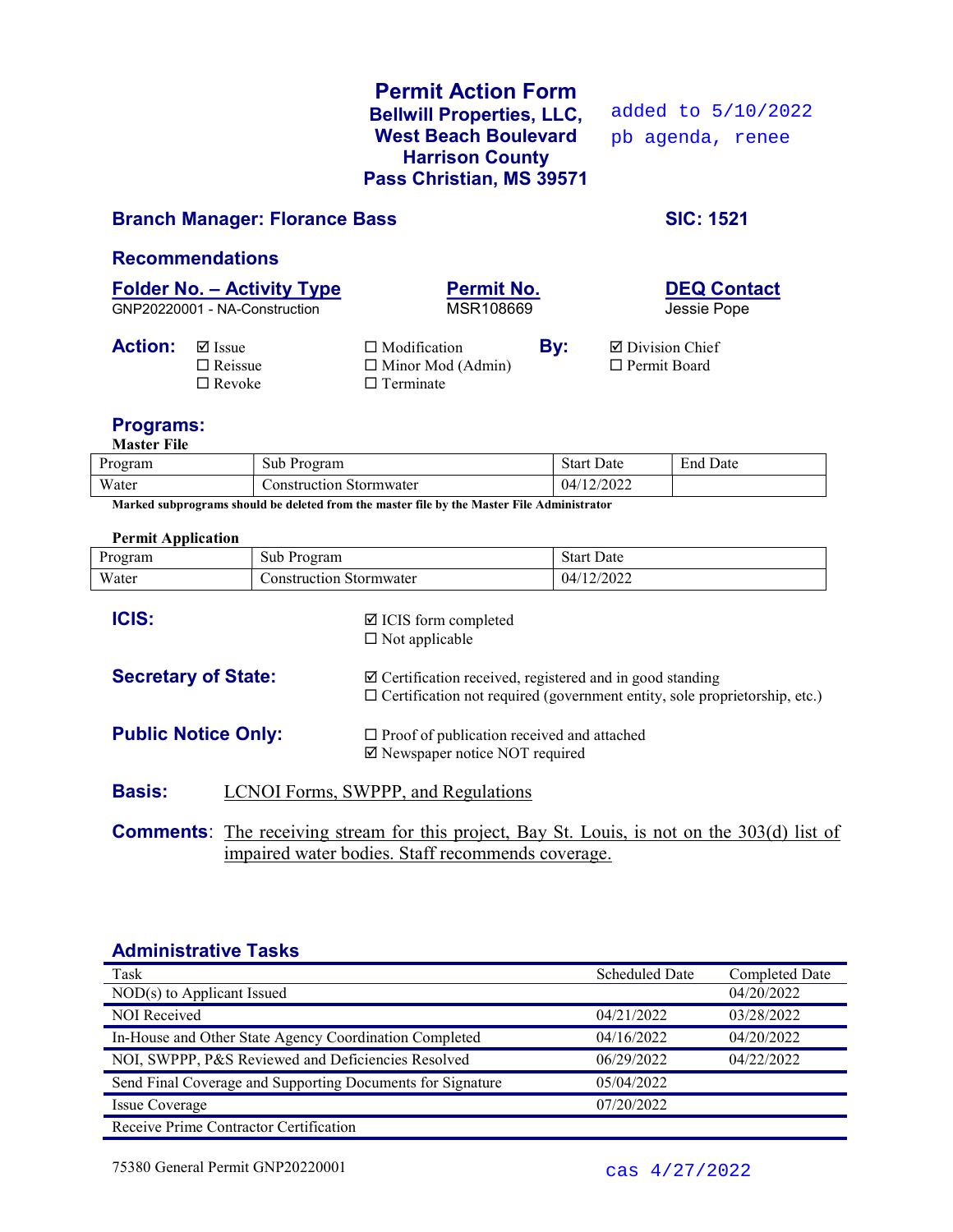# Permit Action Form

**Bellwill Properties, LLC,**
**West Beach Boulevard**
**Harrison County**
**Pass Christian, MS 39571**

added to 5/10/2022 pb agenda, renee

**Branch Manager: Florance Bass** **SIC: 1521**

## Recommendations

| Folder No. – Activity Type | Permit No. | DEQ Contact |
|---|---|---|
| GNP20220001 - NA-Construction | MSR108669 | Jessie Pope |

**Action:**
- ☑ Issue
- ☐ Reissue
- ☐ Revoke
- ☐ Modification
- ☐ Minor Mod (Admin)
- ☐ Terminate

**By:**
- ☑ Division Chief
- ☐ Permit Board

## Programs:

**Master File**

| Program | Sub Program | Start Date | End Date |
|---|---|---|---|
| Water | Construction Stormwater | 04/12/2022 | |

**Marked subprograms should be deleted from the master file by the Master File Administrator**

**Permit Application**

| Program | Sub Program | Start Date |
|---|---|---|
| Water | Construction Stormwater | 04/12/2022 |

**ICIS:**
- ☑ ICIS form completed
- ☐ Not applicable

**Secretary of State:**
- ☑ Certification received, registered and in good standing
- ☐ Certification not required (government entity, sole proprietorship, etc.)

**Public Notice Only:**
- ☐ Proof of publication received and attached
- ☑ Newspaper notice NOT required

**Basis:** LCNOI Forms, SWPPP, and Regulations

**Comments**: The receiving stream for this project, Bay St. Louis, is not on the 303(d) list of impaired water bodies. Staff recommends coverage.

## Administrative Tasks

| Task | Scheduled Date | Completed Date |
|---|---|---|
| NOD(s) to Applicant Issued | | 04/20/2022 |
| NOI Received | 04/21/2022 | 03/28/2022 |
| In-House and Other State Agency Coordination Completed | 04/16/2022 | 04/20/2022 |
| NOI, SWPPP, P&S Reviewed and Deficiencies Resolved | 06/29/2022 | 04/22/2022 |
| Send Final Coverage and Supporting Documents for Signature | 05/04/2022 | |
| Issue Coverage | 07/20/2022 | |
| Receive Prime Contractor Certification | | |

75380 General Permit GNP20220001

cas 4/27/2022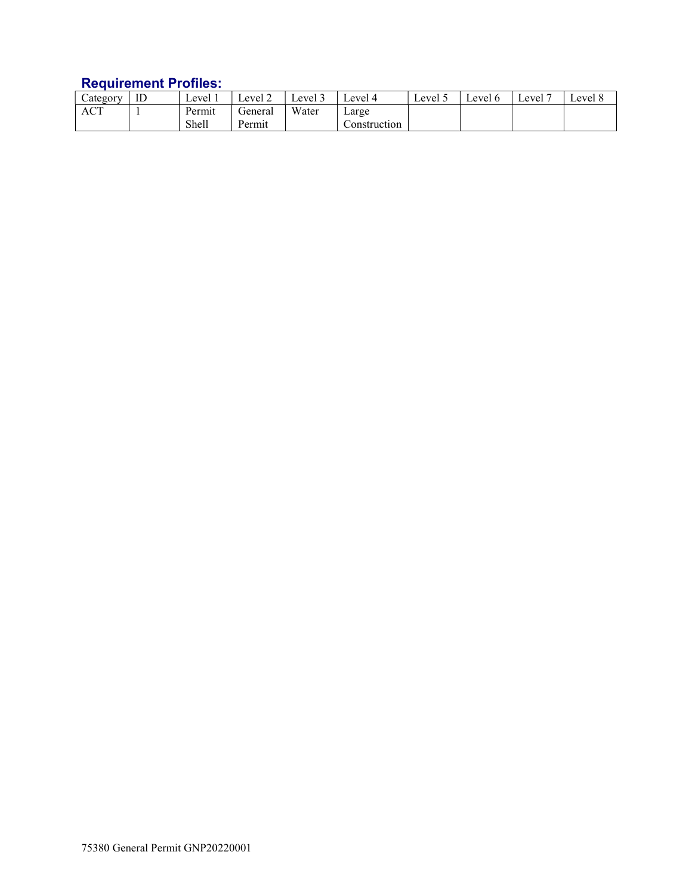## Requirement Profiles:

| Category | ID | Level 1 | Level 2 | Level 3 | Level 4 | Level 5 | Level 6 | Level 7 | Level 8 |
|---|---|---|---|---|---|---|---|---|---|
| ACT | 1 | Permit Shell | General Permit | Water | Large Construction | | | | |

75380 General Permit GNP20220001